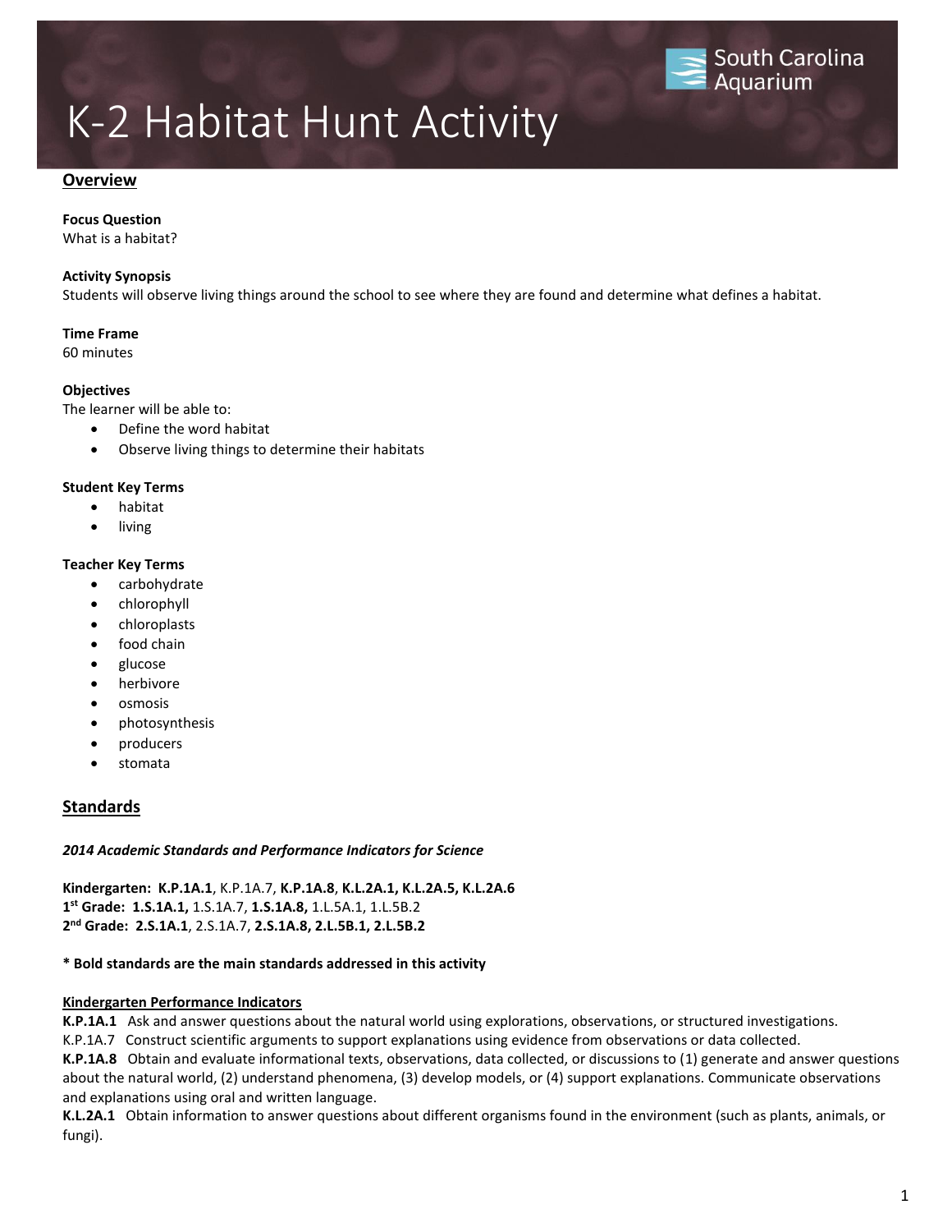# K-2 Habitat Hunt Activity

## Overview

**Focus Question**
What is a habitat?

**Activity Synopsis**
Students will observe living things around the school to see where they are found and determine what defines a habitat.

**Time Frame**
60 minutes

**Objectives**
The learner will be able to:

- Define the word habitat
- Observe living things to determine their habitats

**Student Key Terms**

- habitat
- living

**Teacher Key Terms**

- carbohydrate
- chlorophyll
- chloroplasts
- food chain
- glucose
- herbivore
- osmosis
- photosynthesis
- producers
- stomata

## Standards

***2014 Academic Standards and Performance Indicators for Science***

**Kindergarten: K.P.1A.1**, K.P.1A.7, **K.P.1A.8**, **K.L.2A.1, K.L.2A.5, K.L.2A.6**
**1st Grade: 1.S.1A.1,** 1.S.1A.7, **1.S.1A.8,** 1.L.5A.1, 1.L.5B.2
**2nd Grade: 2.S.1A.1**, 2.S.1A.7, **2.S.1A.8, 2.L.5B.1, 2.L.5B.2**

**\* Bold standards are the main standards addressed in this activity**

**Kindergarten Performance Indicators**

**K.P.1A.1** Ask and answer questions about the natural world using explorations, observations, or structured investigations.
K.P.1A.7 Construct scientific arguments to support explanations using evidence from observations or data collected.
**K.P.1A.8** Obtain and evaluate informational texts, observations, data collected, or discussions to (1) generate and answer questions about the natural world, (2) understand phenomena, (3) develop models, or (4) support explanations. Communicate observations and explanations using oral and written language.
**K.L.2A.1** Obtain information to answer questions about different organisms found in the environment (such as plants, animals, or fungi).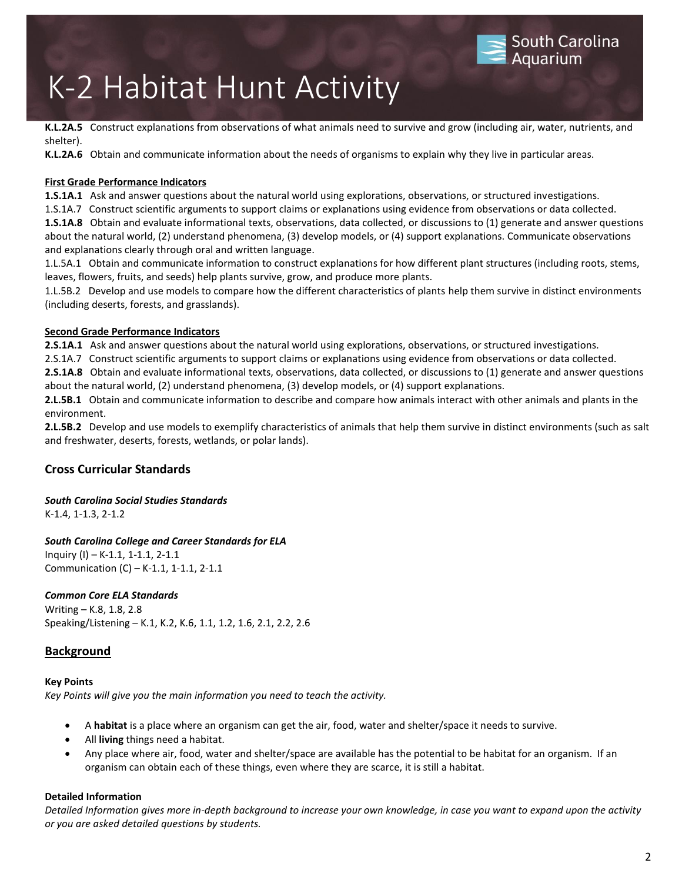# K-2 Habitat Hunt Activity

**K.L.2A.5** Construct explanations from observations of what animals need to survive and grow (including air, water, nutrients, and shelter).

**K.L.2A.6** Obtain and communicate information about the needs of organisms to explain why they live in particular areas.

**First Grade Performance Indicators**

**1.S.1A.1** Ask and answer questions about the natural world using explorations, observations, or structured investigations.

1.S.1A.7 Construct scientific arguments to support claims or explanations using evidence from observations or data collected.

**1.S.1A.8** Obtain and evaluate informational texts, observations, data collected, or discussions to (1) generate and answer questions about the natural world, (2) understand phenomena, (3) develop models, or (4) support explanations. Communicate observations and explanations clearly through oral and written language.

1.L.5A.1 Obtain and communicate information to construct explanations for how different plant structures (including roots, stems, leaves, flowers, fruits, and seeds) help plants survive, grow, and produce more plants.

1.L.5B.2 Develop and use models to compare how the different characteristics of plants help them survive in distinct environments (including deserts, forests, and grasslands).

**Second Grade Performance Indicators**

**2.S.1A.1** Ask and answer questions about the natural world using explorations, observations, or structured investigations.

2.S.1A.7 Construct scientific arguments to support claims or explanations using evidence from observations or data collected.

**2.S.1A.8** Obtain and evaluate informational texts, observations, data collected, or discussions to (1) generate and answer questions about the natural world, (2) understand phenomena, (3) develop models, or (4) support explanations.

**2.L.5B.1** Obtain and communicate information to describe and compare how animals interact with other animals and plants in the environment.

**2.L.5B.2** Develop and use models to exemplify characteristics of animals that help them survive in distinct environments (such as salt and freshwater, deserts, forests, wetlands, or polar lands).

## Cross Curricular Standards

***South Carolina Social Studies Standards***

K-1.4, 1-1.3, 2-1.2

***South Carolina College and Career Standards for ELA***

Inquiry (I) – K-1.1, 1-1.1, 2-1.1

Communication (C) – K-1.1, 1-1.1, 2-1.1

***Common Core ELA Standards***

Writing – K.8, 1.8, 2.8

Speaking/Listening – K.1, K.2, K.6, 1.1, 1.2, 1.6, 2.1, 2.2, 2.6

## Background

**Key Points**

*Key Points will give you the main information you need to teach the activity.*

- A **habitat** is a place where an organism can get the air, food, water and shelter/space it needs to survive.
- All **living** things need a habitat.
- Any place where air, food, water and shelter/space are available has the potential to be habitat for an organism. If an organism can obtain each of these things, even where they are scarce, it is still a habitat.

**Detailed Information**

*Detailed Information gives more in-depth background to increase your own knowledge, in case you want to expand upon the activity or you are asked detailed questions by students.*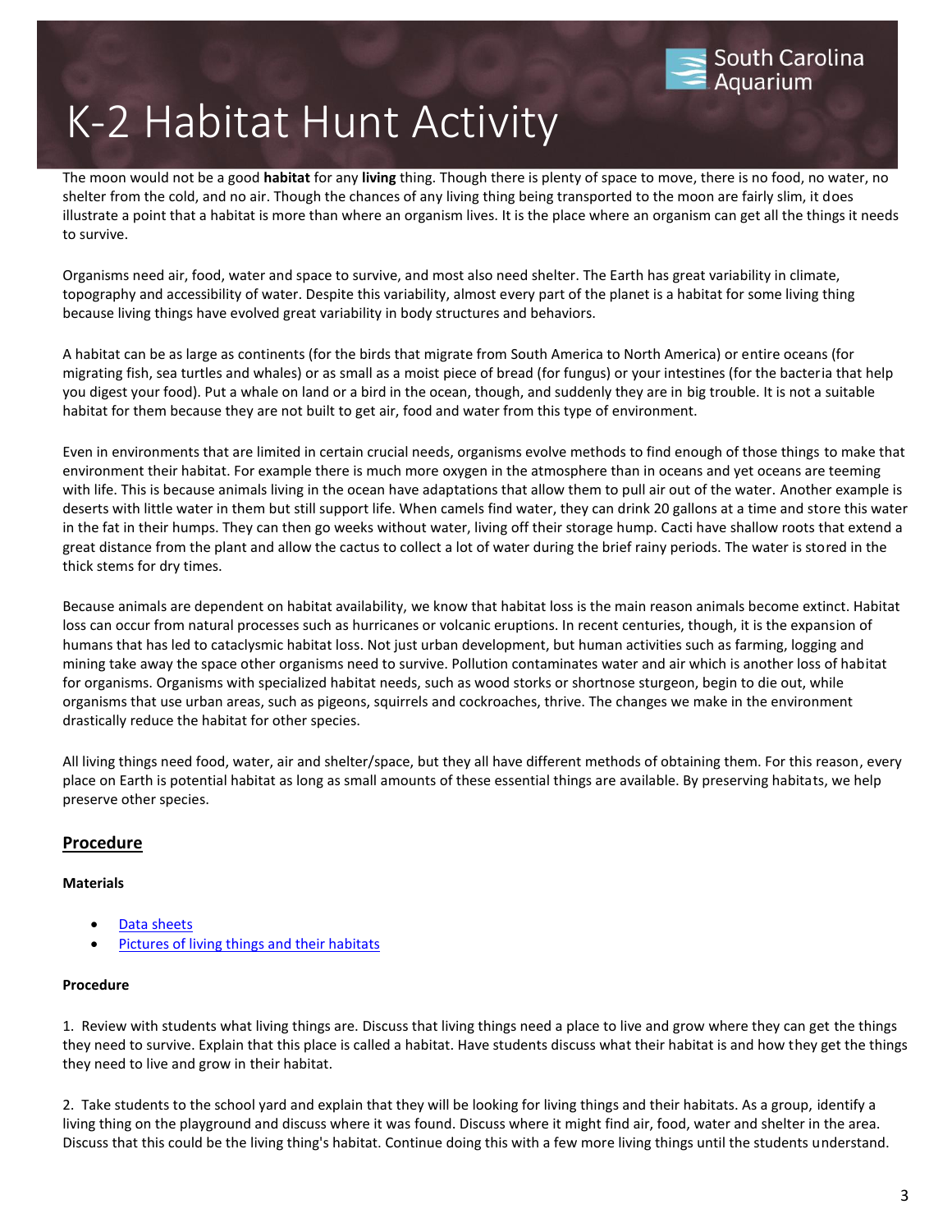# K-2 Habitat Hunt Activity

The moon would not be a good **habitat** for any **living** thing. Though there is plenty of space to move, there is no food, no water, no shelter from the cold, and no air. Though the chances of any living thing being transported to the moon are fairly slim, it does illustrate a point that a habitat is more than where an organism lives. It is the place where an organism can get all the things it needs to survive.

Organisms need air, food, water and space to survive, and most also need shelter. The Earth has great variability in climate, topography and accessibility of water. Despite this variability, almost every part of the planet is a habitat for some living thing because living things have evolved great variability in body structures and behaviors.

A habitat can be as large as continents (for the birds that migrate from South America to North America) or entire oceans (for migrating fish, sea turtles and whales) or as small as a moist piece of bread (for fungus) or your intestines (for the bacteria that help you digest your food). Put a whale on land or a bird in the ocean, though, and suddenly they are in big trouble. It is not a suitable habitat for them because they are not built to get air, food and water from this type of environment.

Even in environments that are limited in certain crucial needs, organisms evolve methods to find enough of those things to make that environment their habitat. For example there is much more oxygen in the atmosphere than in oceans and yet oceans are teeming with life. This is because animals living in the ocean have adaptations that allow them to pull air out of the water. Another example is deserts with little water in them but still support life. When camels find water, they can drink 20 gallons at a time and store this water in the fat in their humps. They can then go weeks without water, living off their storage hump. Cacti have shallow roots that extend a great distance from the plant and allow the cactus to collect a lot of water during the brief rainy periods. The water is stored in the thick stems for dry times.

Because animals are dependent on habitat availability, we know that habitat loss is the main reason animals become extinct. Habitat loss can occur from natural processes such as hurricanes or volcanic eruptions. In recent centuries, though, it is the expansion of humans that has led to cataclysmic habitat loss. Not just urban development, but human activities such as farming, logging and mining take away the space other organisms need to survive. Pollution contaminates water and air which is another loss of habitat for organisms. Organisms with specialized habitat needs, such as wood storks or shortnose sturgeon, begin to die out, while organisms that use urban areas, such as pigeons, squirrels and cockroaches, thrive. The changes we make in the environment drastically reduce the habitat for other species.

All living things need food, water, air and shelter/space, but they all have different methods of obtaining them. For this reason, every place on Earth is potential habitat as long as small amounts of these essential things are available. By preserving habitats, we help preserve other species.

## Procedure

**Materials**

- Data sheets
- Pictures of living things and their habitats

**Procedure**

1. Review with students what living things are. Discuss that living things need a place to live and grow where they can get the things they need to survive. Explain that this place is called a habitat. Have students discuss what their habitat is and how they get the things they need to live and grow in their habitat.

2. Take students to the school yard and explain that they will be looking for living things and their habitats. As a group, identify a living thing on the playground and discuss where it was found. Discuss where it might find air, food, water and shelter in the area. Discuss that this could be the living thing's habitat. Continue doing this with a few more living things until the students understand.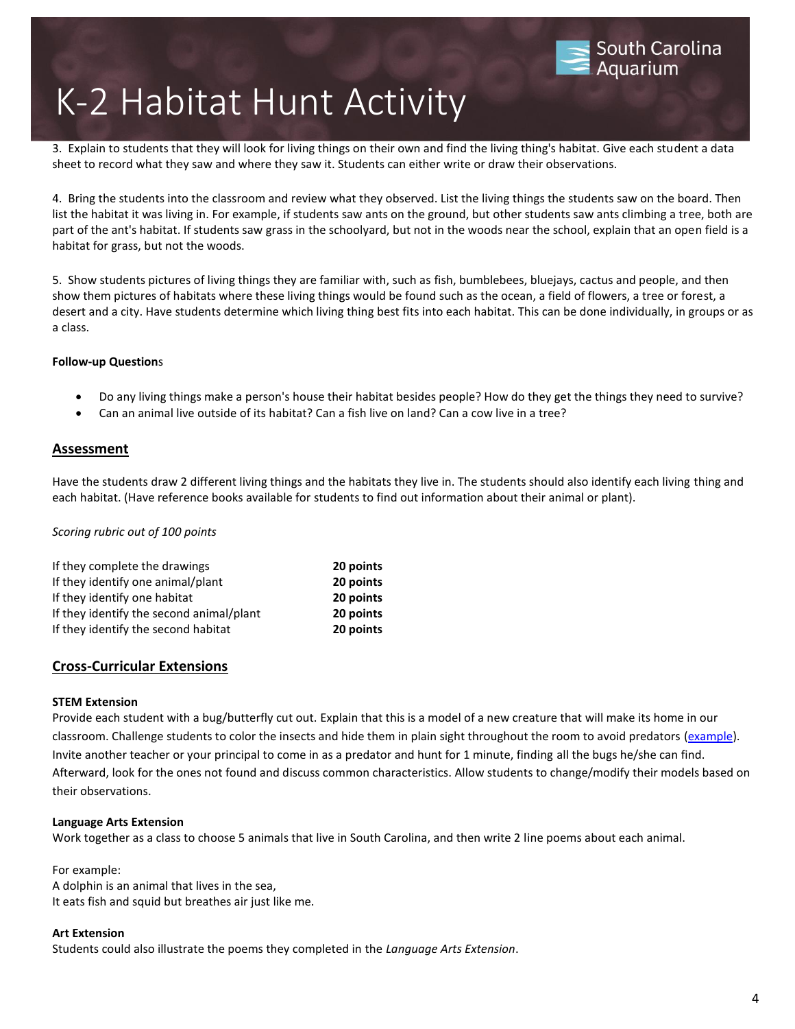3. Explain to students that they will look for living things on their own and find the living thing's habitat. Give each student a data sheet to record what they saw and where they saw it. Students can either write or draw their observations.

4. Bring the students into the classroom and review what they observed. List the living things the students saw on the board. Then list the habitat it was living in. For example, if students saw ants on the ground, but other students saw ants climbing a tree, both are part of the ant's habitat. If students saw grass in the schoolyard, but not in the woods near the school, explain that an open field is a habitat for grass, but not the woods.

5. Show students pictures of living things they are familiar with, such as fish, bumblebees, bluejays, cactus and people, and then show them pictures of habitats where these living things would be found such as the ocean, a field of flowers, a tree or forest, a desert and a city. Have students determine which living thing best fits into each habitat. This can be done individually, in groups or as a class.

**Follow-up Questions**

- Do any living things make a person's house their habitat besides people? How do they get the things they need to survive?
- Can an animal live outside of its habitat? Can a fish live on land? Can a cow live in a tree?

## Assessment

Have the students draw 2 different living things and the habitats they live in. The students should also identify each living thing and each habitat. (Have reference books available for students to find out information about their animal or plant).

*Scoring rubric out of 100 points*

| | |
|---|---|
| If they complete the drawings | **20 points** |
| If they identify one animal/plant | **20 points** |
| If they identify one habitat | **20 points** |
| If they identify the second animal/plant | **20 points** |
| If they identify the second habitat | **20 points** |

## Cross-Curricular Extensions

**STEM Extension**

Provide each student with a bug/butterfly cut out. Explain that this is a model of a new creature that will make its home in our classroom. Challenge students to color the insects and hide them in plain sight throughout the room to avoid predators (example). Invite another teacher or your principal to come in as a predator and hunt for 1 minute, finding all the bugs he/she can find. Afterward, look for the ones not found and discuss common characteristics. Allow students to change/modify their models based on their observations.

**Language Arts Extension**

Work together as a class to choose 5 animals that live in South Carolina, and then write 2 line poems about each animal.

For example:
A dolphin is an animal that lives in the sea,
It eats fish and squid but breathes air just like me.

**Art Extension**

Students could also illustrate the poems they completed in the *Language Arts Extension*.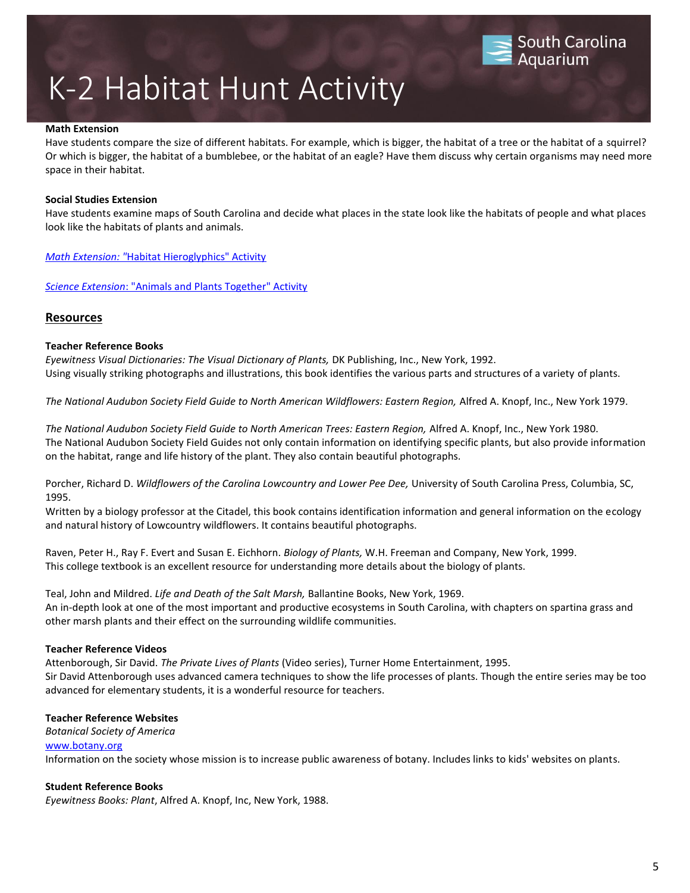# K-2 Habitat Hunt Activity

**Math Extension**

Have students compare the size of different habitats. For example, which is bigger, the habitat of a tree or the habitat of a squirrel? Or which is bigger, the habitat of a bumblebee, or the habitat of an eagle? Have them discuss why certain organisms may need more space in their habitat.

**Social Studies Extension**

Have students examine maps of South Carolina and decide what places in the state look like the habitats of people and what places look like the habitats of plants and animals.

*Math Extension:* "Habitat Hieroglyphics" Activity

*Science Extension*: "Animals and Plants Together" Activity

## Resources

**Teacher Reference Books**

*Eyewitness Visual Dictionaries: The Visual Dictionary of Plants,* DK Publishing, Inc., New York, 1992.
Using visually striking photographs and illustrations, this book identifies the various parts and structures of a variety of plants.

*The National Audubon Society Field Guide to North American Wildflowers: Eastern Region,* Alfred A. Knopf, Inc., New York 1979.

*The National Audubon Society Field Guide to North American Trees: Eastern Region,* Alfred A. Knopf, Inc., New York 1980.
The National Audubon Society Field Guides not only contain information on identifying specific plants, but also provide information on the habitat, range and life history of the plant. They also contain beautiful photographs.

Porcher, Richard D. *Wildflowers of the Carolina Lowcountry and Lower Pee Dee,* University of South Carolina Press, Columbia, SC, 1995.
Written by a biology professor at the Citadel, this book contains identification information and general information on the ecology and natural history of Lowcountry wildflowers. It contains beautiful photographs.

Raven, Peter H., Ray F. Evert and Susan E. Eichhorn. *Biology of Plants,* W.H. Freeman and Company, New York, 1999.
This college textbook is an excellent resource for understanding more details about the biology of plants.

Teal, John and Mildred. *Life and Death of the Salt Marsh,* Ballantine Books, New York, 1969.
An in-depth look at one of the most important and productive ecosystems in South Carolina, with chapters on spartina grass and other marsh plants and their effect on the surrounding wildlife communities.

**Teacher Reference Videos**

Attenborough, Sir David. *The Private Lives of Plants* (Video series), Turner Home Entertainment, 1995.
Sir David Attenborough uses advanced camera techniques to show the life processes of plants. Though the entire series may be too advanced for elementary students, it is a wonderful resource for teachers.

**Teacher Reference Websites**

*Botanical Society of America*
www.botany.org
Information on the society whose mission is to increase public awareness of botany. Includes links to kids' websites on plants.

**Student Reference Books**

*Eyewitness Books: Plant*, Alfred A. Knopf, Inc, New York, 1988.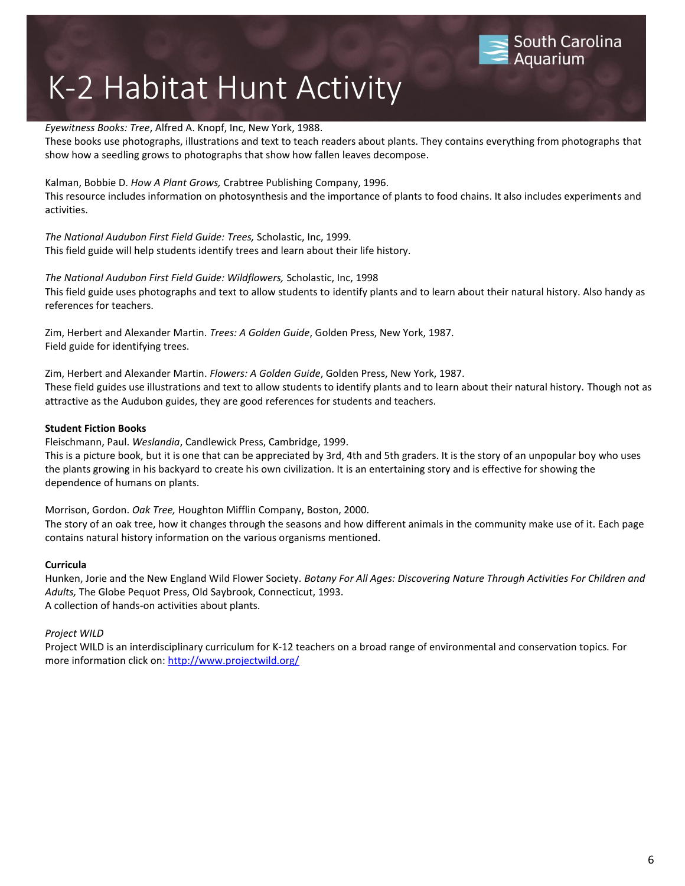*Eyewitness Books: Tree*, Alfred A. Knopf, Inc, New York, 1988.
These books use photographs, illustrations and text to teach readers about plants. They contains everything from photographs that show how a seedling grows to photographs that show how fallen leaves decompose.

Kalman, Bobbie D. *How A Plant Grows,* Crabtree Publishing Company, 1996.
This resource includes information on photosynthesis and the importance of plants to food chains. It also includes experiments and activities.

*The National Audubon First Field Guide: Trees,* Scholastic, Inc, 1999.
This field guide will help students identify trees and learn about their life history.

*The National Audubon First Field Guide: Wildflowers,* Scholastic, Inc, 1998
This field guide uses photographs and text to allow students to identify plants and to learn about their natural history. Also handy as references for teachers.

Zim, Herbert and Alexander Martin. *Trees: A Golden Guide*, Golden Press, New York, 1987.
Field guide for identifying trees.

Zim, Herbert and Alexander Martin. *Flowers: A Golden Guide*, Golden Press, New York, 1987.
These field guides use illustrations and text to allow students to identify plants and to learn about their natural history. Though not as attractive as the Audubon guides, they are good references for students and teachers.

**Student Fiction Books**

Fleischmann, Paul. *Weslandia*, Candlewick Press, Cambridge, 1999.
This is a picture book, but it is one that can be appreciated by 3rd, 4th and 5th graders. It is the story of an unpopular boy who uses the plants growing in his backyard to create his own civilization. It is an entertaining story and is effective for showing the dependence of humans on plants.

Morrison, Gordon. *Oak Tree,* Houghton Mifflin Company, Boston, 2000.
The story of an oak tree, how it changes through the seasons and how different animals in the community make use of it. Each page contains natural history information on the various organisms mentioned.

**Curricula**

Hunken, Jorie and the New England Wild Flower Society. *Botany For All Ages: Discovering Nature Through Activities For Children and Adults,* The Globe Pequot Press, Old Saybrook, Connecticut, 1993.
A collection of hands-on activities about plants.

*Project WILD*
Project WILD is an interdisciplinary curriculum for K-12 teachers on a broad range of environmental and conservation topics. For more information click on: [http://www.projectwild.org/](http://www.projectwild.org/)